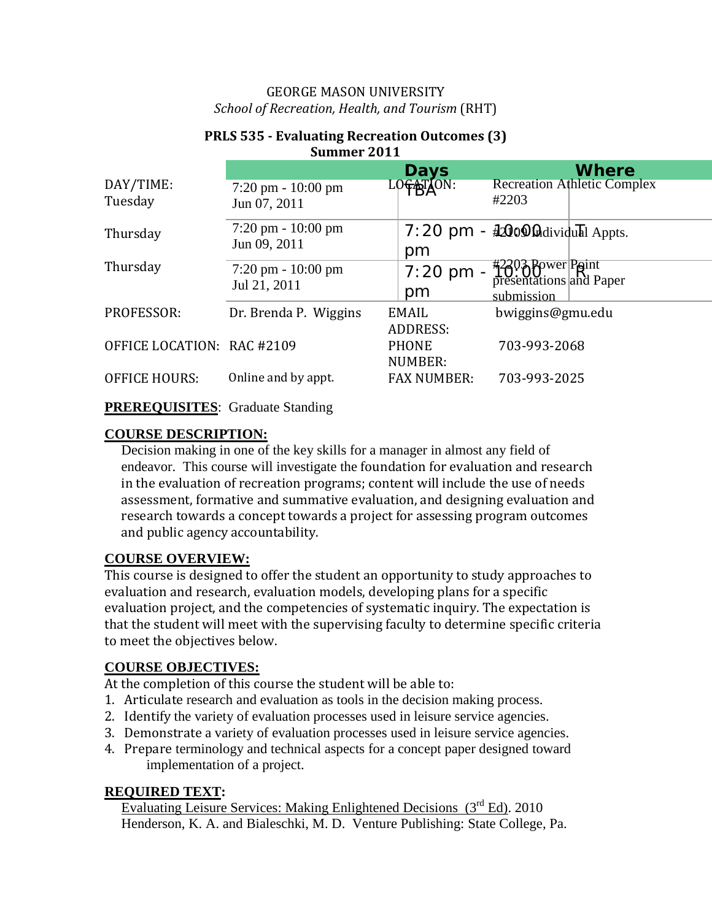GEORGE MASON UNIVERSITY

*School of Recreation, Health, and Tourism* (RHT)

**PRLS 535 - Evaluating Recreation Outcomes (3)**
**Summer 2011**

| | | Days | Where |
|---|---|---|---|
| DAY/TIME: Tuesday | 7:20 pm - 10:00 pm Jun 07, 2011 | LOCATION: TBA | Recreation Athletic Complex #2203 |
| Thursday | 7:20 pm - 10:00 pm Jun 09, 2011 | 7:20 pm - 10:00 pm T | #2109 Individual Appts. |
| Thursday | 7:20 pm - 10:00 pm Jul 21, 2011 | 7:20 pm - 10:00 pm R | #2203 Power Point presentations and Paper submission |
| PROFESSOR: | Dr. Brenda P. Wiggins | EMAIL ADDRESS: | bwiggins@gmu.edu |
| OFFICE LOCATION: | RAC #2109 | PHONE NUMBER: | 703-993-2068 |
| OFFICE HOURS: | Online and by appt. | FAX NUMBER: | 703-993-2025 |

**PREREQUISITES**: Graduate Standing

**COURSE DESCRIPTION:**

Decision making in one of the key skills for a manager in almost any field of endeavor. This course will investigate the foundation for evaluation and research in the evaluation of recreation programs; content will include the use of needs assessment, formative and summative evaluation, and designing evaluation and research towards a concept towards a project for assessing program outcomes and public agency accountability.

**COURSE OVERVIEW:**

This course is designed to offer the student an opportunity to study approaches to evaluation and research, evaluation models, developing plans for a specific evaluation project, and the competencies of systematic inquiry. The expectation is that the student will meet with the supervising faculty to determine specific criteria to meet the objectives below.

**COURSE OBJECTIVES:**

At the completion of this course the student will be able to:

1. Articulate research and evaluation as tools in the decision making process.
2. Identify the variety of evaluation processes used in leisure service agencies.
3. Demonstrate a variety of evaluation processes used in leisure service agencies.
4. Prepare terminology and technical aspects for a concept paper designed toward implementation of a project.

**REQUIRED TEXT:**

Evaluating Leisure Services: Making Enlightened Decisions (3rd Ed). 2010
Henderson, K. A. and Bialeschki, M. D. Venture Publishing: State College, Pa.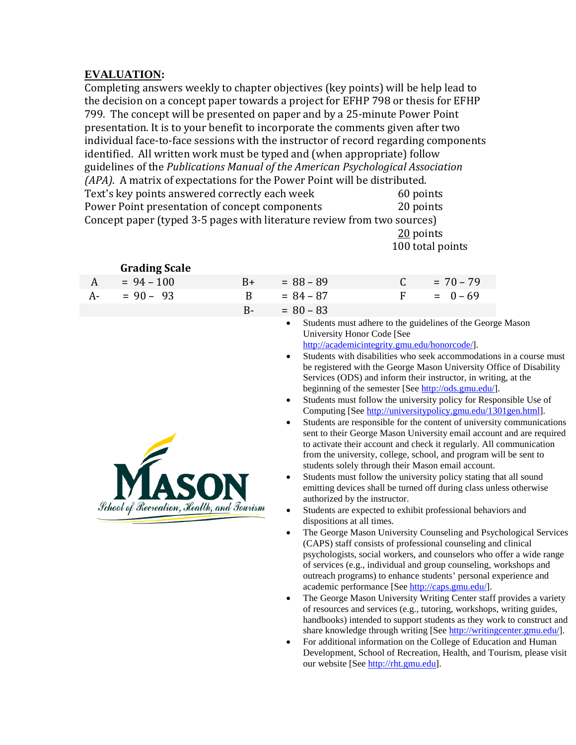**EVALUATION:**

Completing answers weekly to chapter objectives (key points) will be help lead to the decision on a concept paper towards a project for EFHP 798 or thesis for EFHP 799. The concept will be presented on paper and by a 25-minute Power Point presentation. It is to your benefit to incorporate the comments given after two individual face-to-face sessions with the instructor of record regarding components identified. All written work must be typed and (when appropriate) follow guidelines of the *Publications Manual of the American Psychological Association (APA)*. A matrix of expectations for the Power Point will be distributed.

| | |
|---|---|
| Text's key points answered correctly each week | 60 points |
| Power Point presentation of concept components | 20 points |
| Concept paper (typed 3-5 pages with literature review from two sources) | 20 points |
| | 100 total points |

**Grading Scale**

| | | | | | |
|---|---|---|---|---|---|
| A | = 94 – 100 | B+ | = 88 – 89 | C | = 70 – 79 |
| A- | = 90 – 93 | B | = 84 – 87 | F | = 0 – 69 |
| | | B- | = 80 – 83 | | |

- Students must adhere to the guidelines of the George Mason University Honor Code [See http://academicintegrity.gmu.edu/honorcode/].
- Students with disabilities who seek accommodations in a course must be registered with the George Mason University Office of Disability Services (ODS) and inform their instructor, in writing, at the beginning of the semester [See http://ods.gmu.edu/].
- Students must follow the university policy for Responsible Use of Computing [See http://universitypolicy.gmu.edu/1301gen.html].
- Students are responsible for the content of university communications sent to their George Mason University email account and are required to activate their account and check it regularly. All communication from the university, college, school, and program will be sent to students solely through their Mason email account.
- Students must follow the university policy stating that all sound emitting devices shall be turned off during class unless otherwise authorized by the instructor.
- Students are expected to exhibit professional behaviors and dispositions at all times.
- The George Mason University Counseling and Psychological Services (CAPS) staff consists of professional counseling and clinical psychologists, social workers, and counselors who offer a wide range of services (e.g., individual and group counseling, workshops and outreach programs) to enhance students' personal experience and academic performance [See http://caps.gmu.edu/].
- The George Mason University Writing Center staff provides a variety of resources and services (e.g., tutoring, workshops, writing guides, handbooks) intended to support students as they work to construct and share knowledge through writing [See http://writingcenter.gmu.edu/].
- For additional information on the College of Education and Human Development, School of Recreation, Health, and Tourism, please visit our website [See http://rht.gmu.edu].

MASON
School of Recreation, Health, and Tourism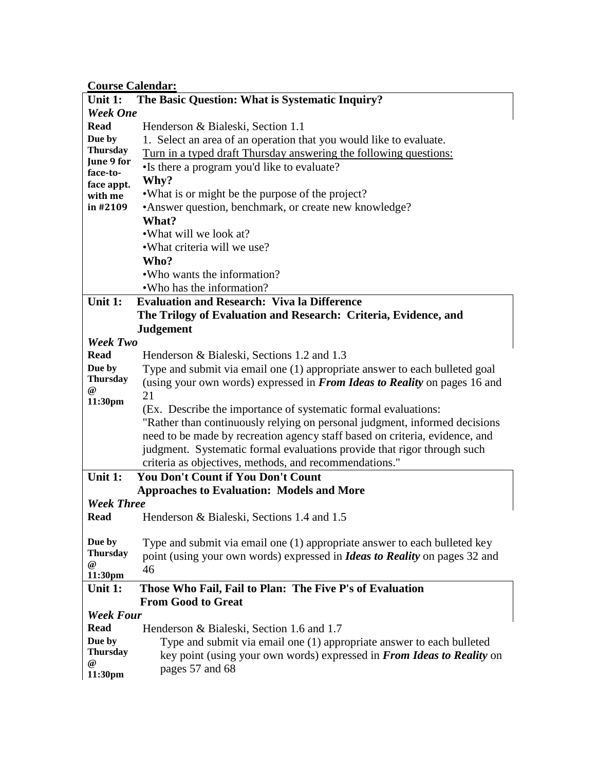**Course Calendar:**

| **Unit 1:** | **The Basic Question: What is Systematic Inquiry?** |
|---|---|
| ***Week One*** | |
| **Read** | Henderson & Bialeski, Section 1.1 |
| **Due by Thursday June 9 for face-to-face appt. with me in #2109** | 1. Select an area of an operation that you would like to evaluate.<br>Turn in a typed draft Thursday answering the following questions:<br>•Is there a program you'd like to evaluate?<br>**Why?**<br>•What is or might be the purpose of the project?<br>•Answer question, benchmark, or create new knowledge?<br>**What?**<br>•What will we look at?<br>•What criteria will we use?<br>**Who?**<br>•Who wants the information?<br>•Who has the information? |
| **Unit 1:** | **Evaluation and Research: Viva la Difference**<br>**The Trilogy of Evaluation and Research: Criteria, Evidence, and Judgement** |
| ***Week Two*** | |
| **Read** | Henderson & Bialeski, Sections 1.2 and 1.3 |
| **Due by Thursday @ 11:30pm** | Type and submit via email one (1) appropriate answer to each bulleted goal (using your own words) expressed in ***From Ideas to Reality*** on pages 16 and 21<br>(Ex. Describe the importance of systematic formal evaluations: "Rather than continuously relying on personal judgment, informed decisions need to be made by recreation agency staff based on criteria, evidence, and judgment. Systematic formal evaluations provide that rigor through such criteria as objectives, methods, and recommendations." |
| **Unit 1:** | **You Don't Count if You Don't Count**<br>**Approaches to Evaluation: Models and More** |
| ***Week Three*** | |
| **Read** | Henderson & Bialeski, Sections 1.4 and 1.5 |
| **Due by Thursday @ 11:30pm** | Type and submit via email one (1) appropriate answer to each bulleted key point (using your own words) expressed in ***Ideas to Reality*** on pages 32 and 46 |
| **Unit 1:** | **Those Who Fail, Fail to Plan: The Five P's of Evaluation**<br>**From Good to Great** |
| ***Week Four*** | |
| **Read** | Henderson & Bialeski, Section 1.6 and 1.7 |
| **Due by Thursday @ 11:30pm** | Type and submit via email one (1) appropriate answer to each bulleted key point (using your own words) expressed in ***From Ideas to Reality*** on pages 57 and 68 |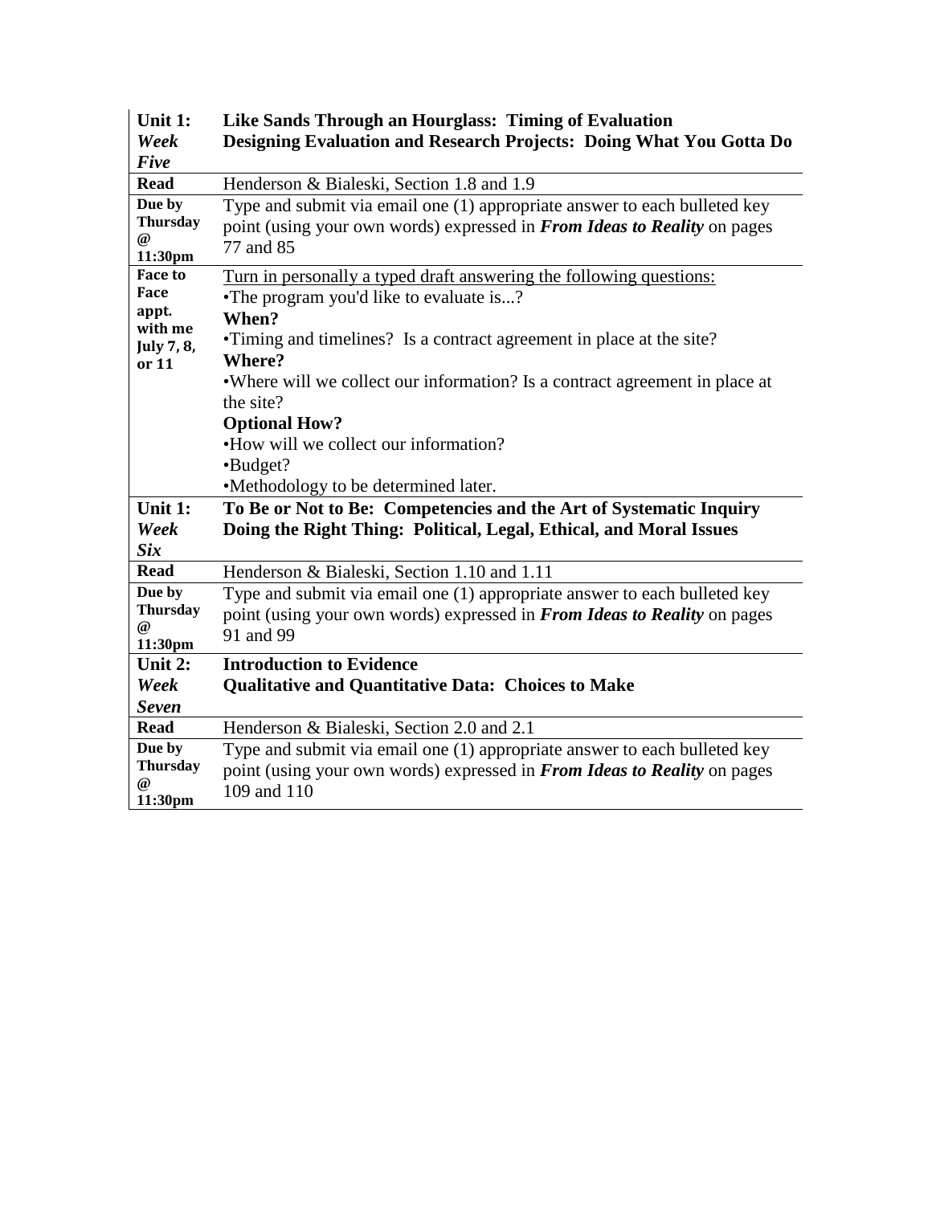| | |
|---|---|
| **Unit 1: *Week Five*** | **Like Sands Through an Hourglass: Timing of Evaluation**<br>**Designing Evaluation and Research Projects: Doing What You Gotta Do** |
| **Read** | Henderson & Bialeski, Section 1.8 and 1.9 |
| **Due by Thursday @ 11:30pm** | Type and submit via email one (1) appropriate answer to each bulleted key point (using your own words) expressed in ***From Ideas to Reality*** on pages 77 and 85 |
| **Face to Face appt. with me July 7, 8, or 11** | Turn in personally a typed draft answering the following questions:<br>•The program you'd like to evaluate is...?<br>**When?**<br>•Timing and timelines? Is a contract agreement in place at the site?<br>**Where?**<br>•Where will we collect our information? Is a contract agreement in place at the site?<br>**Optional How?**<br>•How will we collect our information?<br>•Budget?<br>•Methodology to be determined later. |
| **Unit 1: *Week Six*** | **To Be or Not to Be: Competencies and the Art of Systematic Inquiry**<br>**Doing the Right Thing: Political, Legal, Ethical, and Moral Issues** |
| **Read** | Henderson & Bialeski, Section 1.10 and 1.11 |
| **Due by Thursday @ 11:30pm** | Type and submit via email one (1) appropriate answer to each bulleted key point (using your own words) expressed in ***From Ideas to Reality*** on pages 91 and 99 |
| **Unit 2: *Week Seven*** | **Introduction to Evidence**<br>**Qualitative and Quantitative Data: Choices to Make** |
| **Read** | Henderson & Bialeski, Section 2.0 and 2.1 |
| **Due by Thursday @ 11:30pm** | Type and submit via email one (1) appropriate answer to each bulleted key point (using your own words) expressed in ***From Ideas to Reality*** on pages 109 and 110 |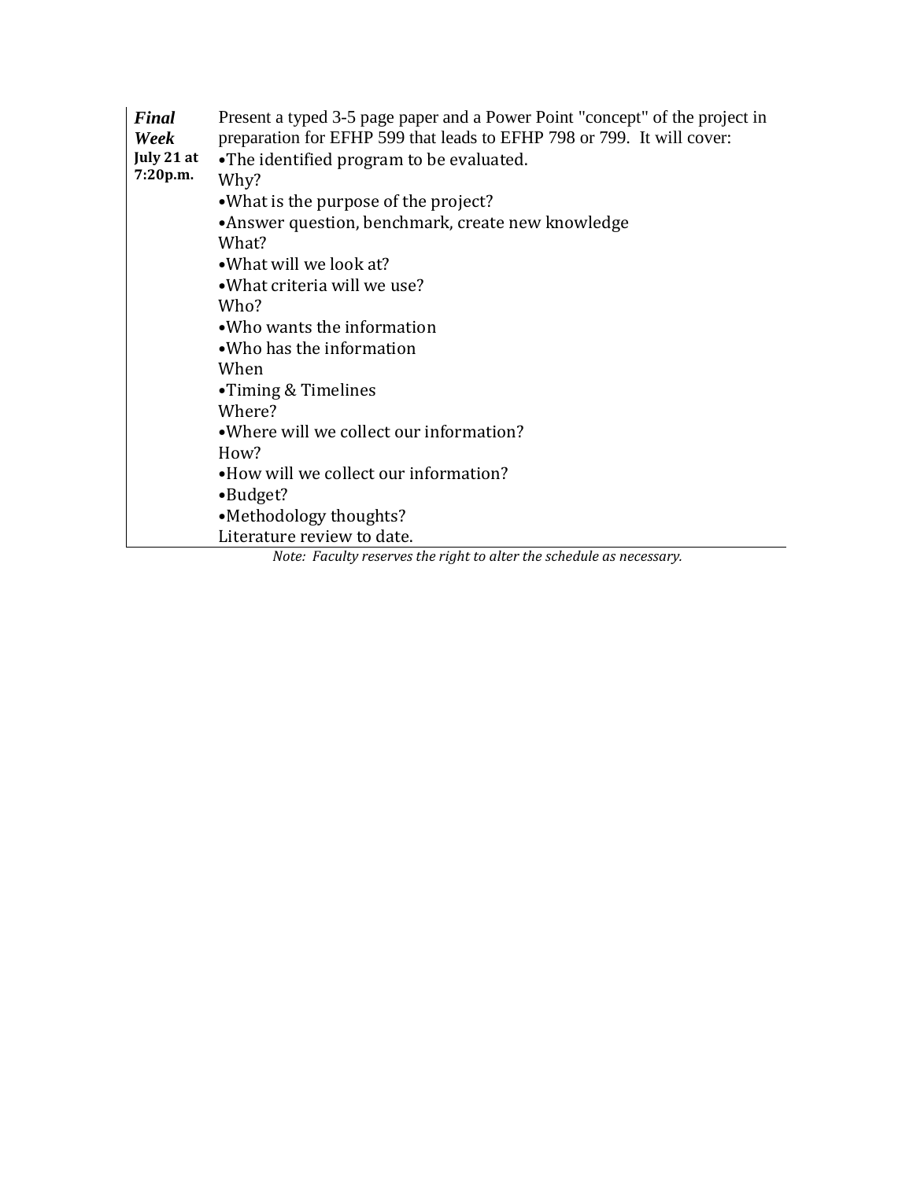| | |
|---|---|
| ***Final Week*** **July 21 at 7:20p.m.** | Present a typed 3-5 page paper and a Power Point "concept" of the project in preparation for EFHP 599 that leads to EFHP 798 or 799. It will cover:<br>•The identified program to be evaluated.<br>Why?<br>•What is the purpose of the project?<br>•Answer question, benchmark, create new knowledge<br>What?<br>•What will we look at?<br>•What criteria will we use?<br>Who?<br>•Who wants the information<br>•Who has the information<br>When<br>•Timing & Timelines<br>Where?<br>•Where will we collect our information?<br>How?<br>•How will we collect our information?<br>•Budget?<br>•Methodology thoughts?<br>Literature review to date. |

*Note: Faculty reserves the right to alter the schedule as necessary.*